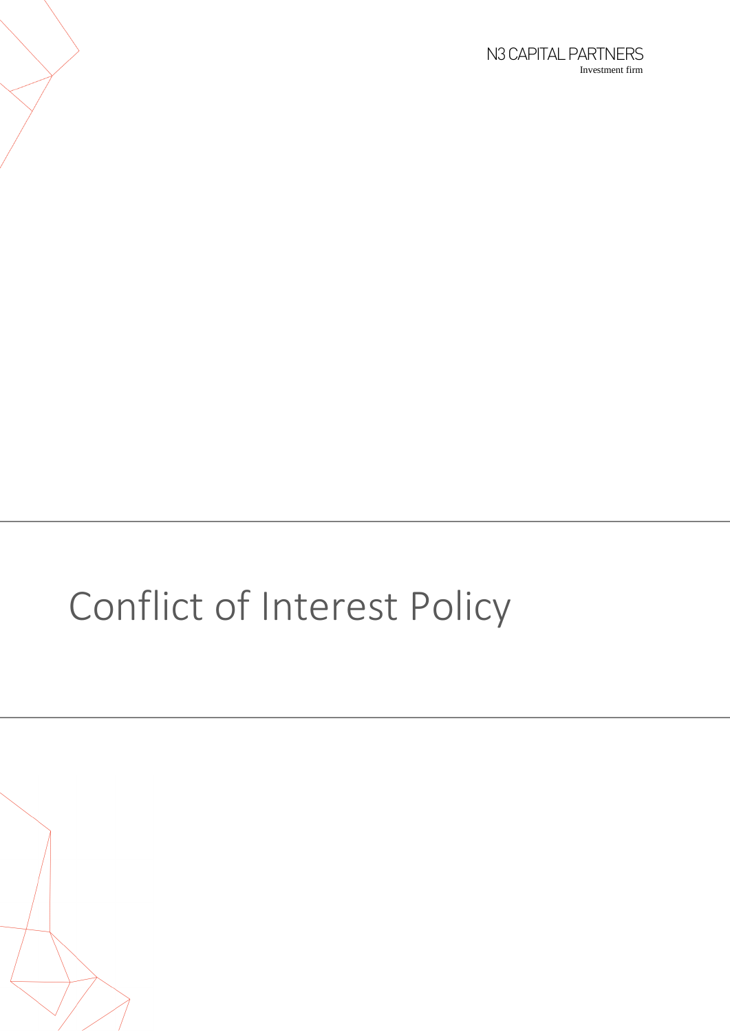N3 CAPITAL PARTNERS

Investment firm

# Conflict of Interest Policy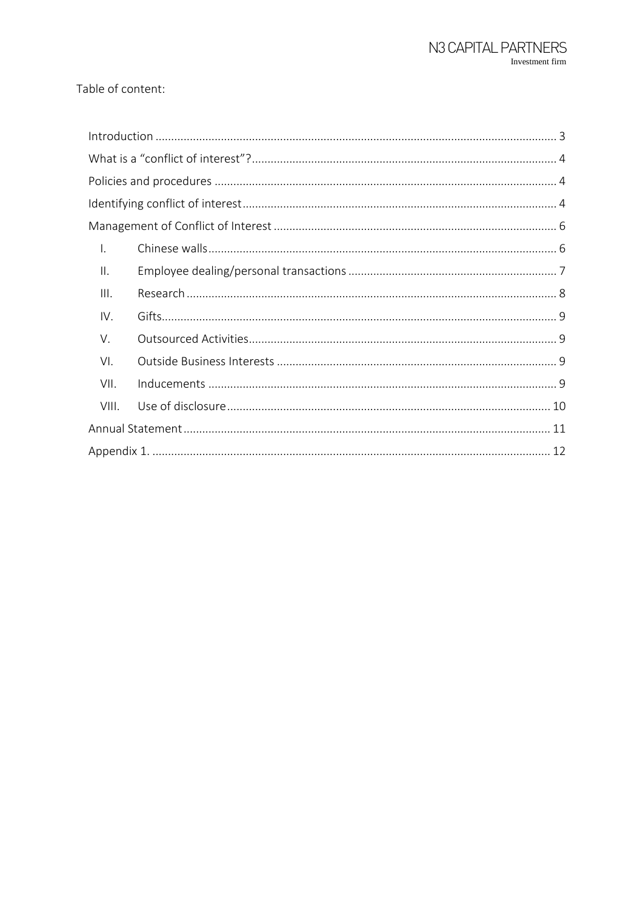Table of content:

- Introduction ........................................................ 3
- What is a "conflict of interest"? ........................................................ 4
- Policies and procedures ........................................................ 4
- Identifying conflict of interest ........................................................ 4
- Management of Conflict of Interest ........................................................ 6
  - I. Chinese walls ........................................................ 6
  - II. Employee dealing/personal transactions ........................................................ 7
  - III. Research ........................................................ 8
  - IV. Gifts ........................................................ 9
  - V. Outsourced Activities ........................................................ 9
  - VI. Outside Business Interests ........................................................ 9
  - VII. Inducements ........................................................ 9
  - VIII. Use of disclosure ........................................................ 10
- Annual Statement ........................................................ 11
- Appendix 1. ........................................................ 12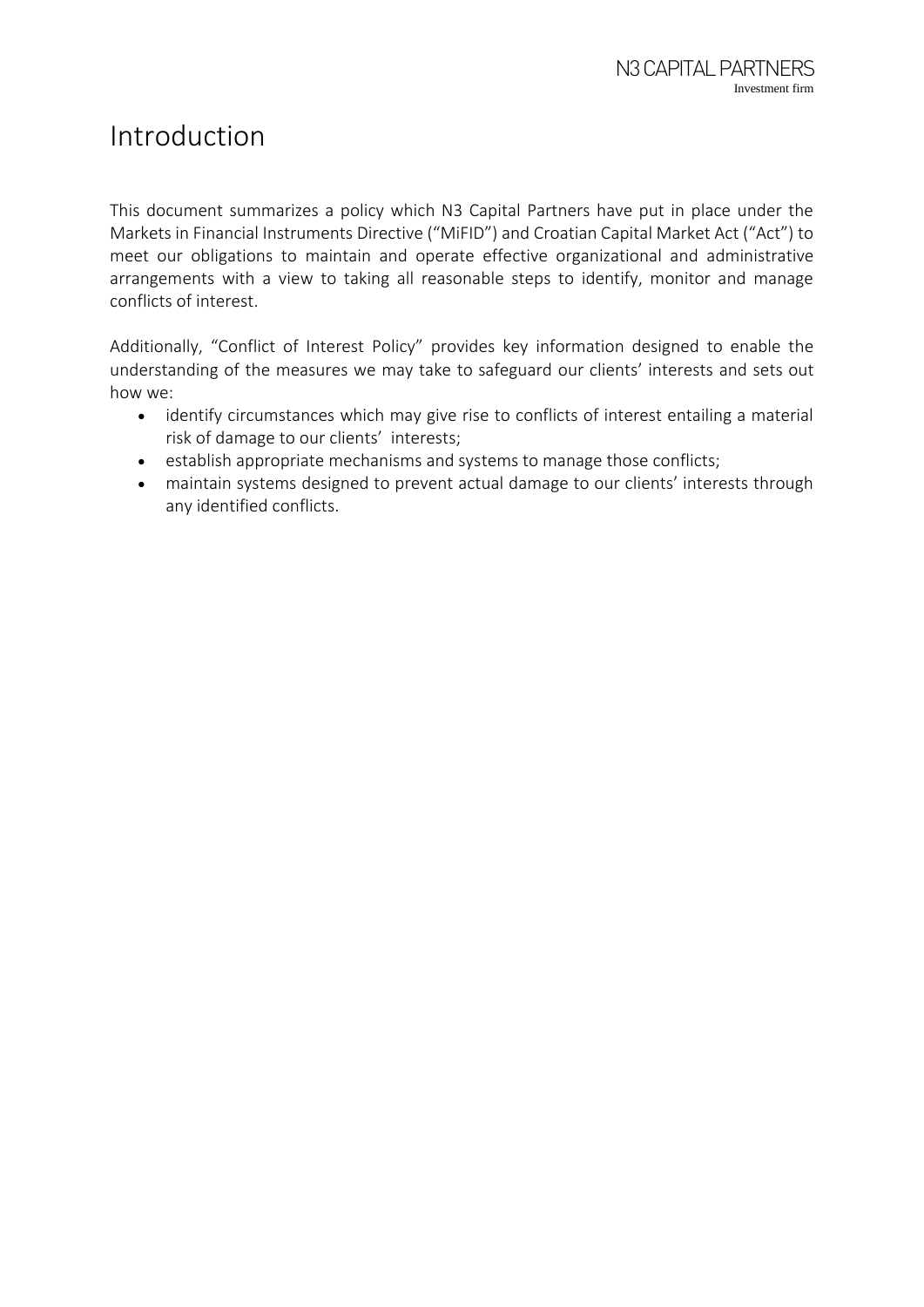# Introduction

This document summarizes a policy which N3 Capital Partners have put in place under the Markets in Financial Instruments Directive ("MiFID") and Croatian Capital Market Act ("Act") to meet our obligations to maintain and operate effective organizational and administrative arrangements with a view to taking all reasonable steps to identify, monitor and manage conflicts of interest.

Additionally, "Conflict of Interest Policy" provides key information designed to enable the understanding of the measures we may take to safeguard our clients' interests and sets out how we:

- identify circumstances which may give rise to conflicts of interest entailing a material risk of damage to our clients' interests;
- establish appropriate mechanisms and systems to manage those conflicts;
- maintain systems designed to prevent actual damage to our clients' interests through any identified conflicts.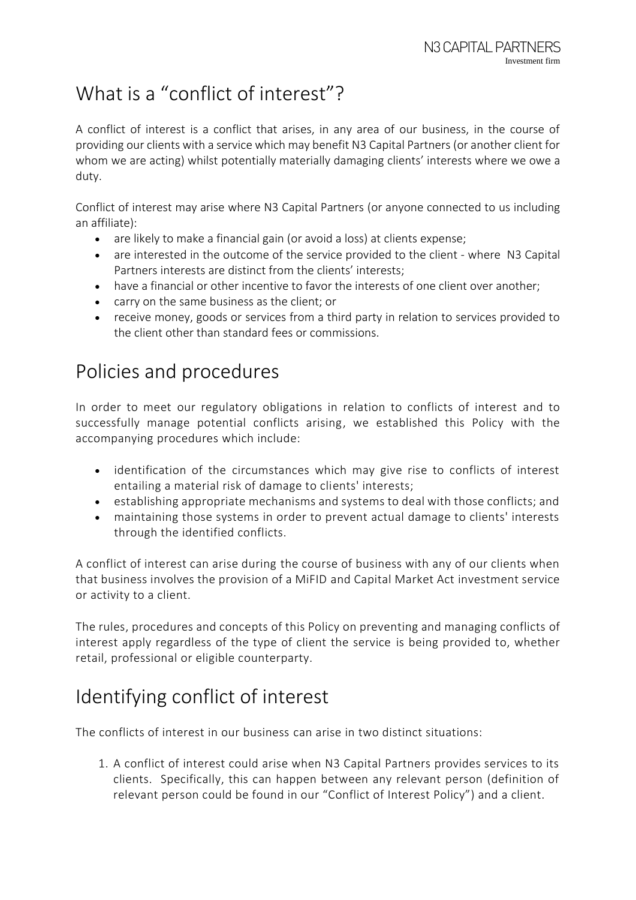# What is a "conflict of interest"?

A conflict of interest is a conflict that arises, in any area of our business, in the course of providing our clients with a service which may benefit N3 Capital Partners (or another client for whom we are acting) whilst potentially materially damaging clients' interests where we owe a duty.

Conflict of interest may arise where N3 Capital Partners (or anyone connected to us including an affiliate):

- are likely to make a financial gain (or avoid a loss) at clients expense;
- are interested in the outcome of the service provided to the client - where N3 Capital Partners interests are distinct from the clients' interests;
- have a financial or other incentive to favor the interests of one client over another;
- carry on the same business as the client; or
- receive money, goods or services from a third party in relation to services provided to the client other than standard fees or commissions.

# Policies and procedures

In order to meet our regulatory obligations in relation to conflicts of interest and to successfully manage potential conflicts arising, we established this Policy with the accompanying procedures which include:

- identification of the circumstances which may give rise to conflicts of interest entailing a material risk of damage to clients' interests;
- establishing appropriate mechanisms and systems to deal with those conflicts; and
- maintaining those systems in order to prevent actual damage to clients' interests through the identified conflicts.

A conflict of interest can arise during the course of business with any of our clients when that business involves the provision of a MiFID and Capital Market Act investment service or activity to a client.

The rules, procedures and concepts of this Policy on preventing and managing conflicts of interest apply regardless of the type of client the service is being provided to, whether retail, professional or eligible counterparty.

# Identifying conflict of interest

The conflicts of interest in our business can arise in two distinct situations:

1. A conflict of interest could arise when N3 Capital Partners provides services to its clients. Specifically, this can happen between any relevant person (definition of relevant person could be found in our "Conflict of Interest Policy") and a client.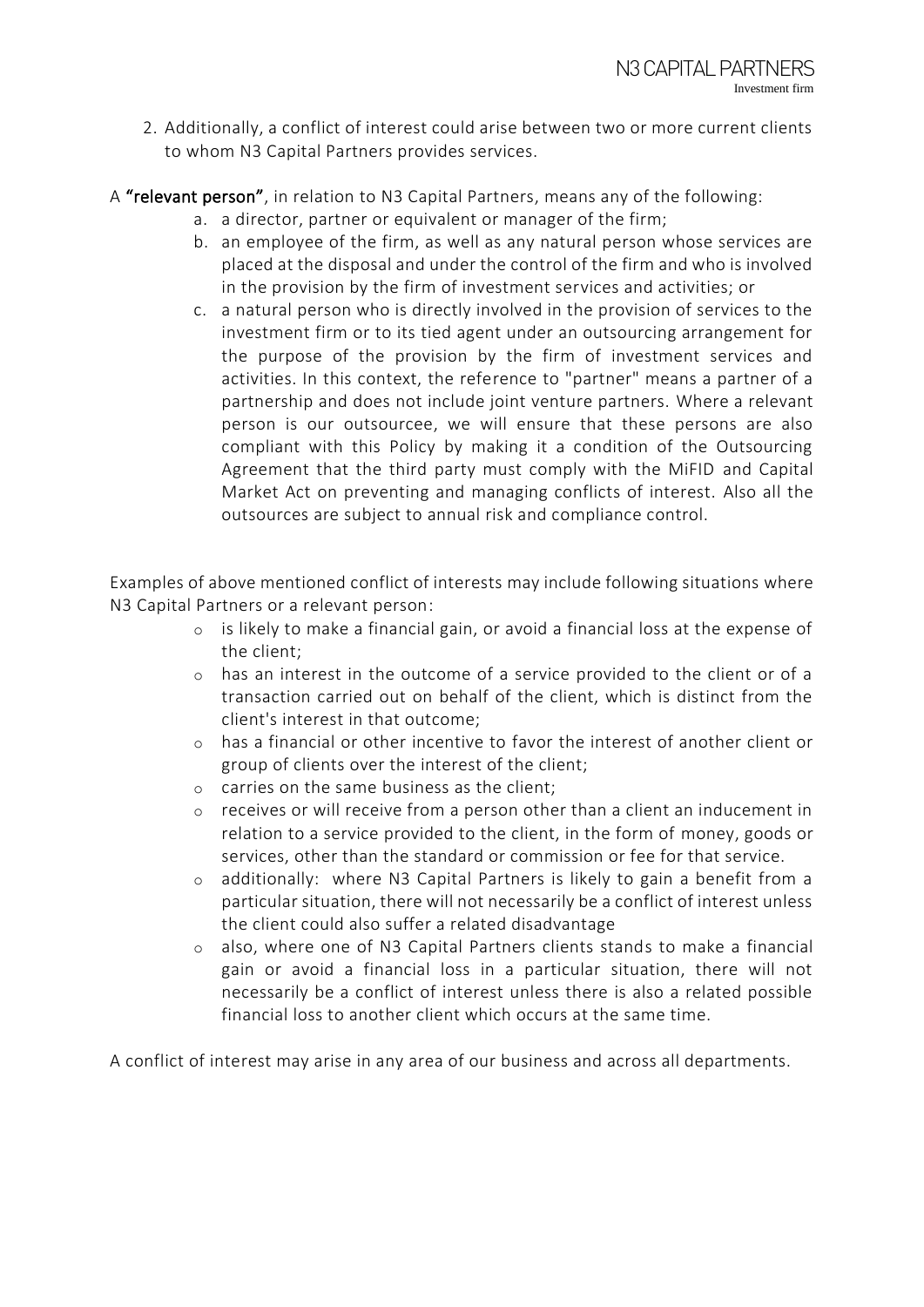2. Additionally, a conflict of interest could arise between two or more current clients to whom N3 Capital Partners provides services.

A **"relevant person"**, in relation to N3 Capital Partners, means any of the following:

a. a director, partner or equivalent or manager of the firm;
b. an employee of the firm, as well as any natural person whose services are placed at the disposal and under the control of the firm and who is involved in the provision by the firm of investment services and activities; or
c. a natural person who is directly involved in the provision of services to the investment firm or to its tied agent under an outsourcing arrangement for the purpose of the provision by the firm of investment services and activities. In this context, the reference to "partner" means a partner of a partnership and does not include joint venture partners. Where a relevant person is our outsourcee, we will ensure that these persons are also compliant with this Policy by making it a condition of the Outsourcing Agreement that the third party must comply with the MiFID and Capital Market Act on preventing and managing conflicts of interest. Also all the outsources are subject to annual risk and compliance control.

Examples of above mentioned conflict of interests may include following situations where N3 Capital Partners or a relevant person:

- is likely to make a financial gain, or avoid a financial loss at the expense of the client;
- has an interest in the outcome of a service provided to the client or of a transaction carried out on behalf of the client, which is distinct from the client's interest in that outcome;
- has a financial or other incentive to favor the interest of another client or group of clients over the interest of the client;
- carries on the same business as the client;
- receives or will receive from a person other than a client an inducement in relation to a service provided to the client, in the form of money, goods or services, other than the standard or commission or fee for that service.
- additionally: where N3 Capital Partners is likely to gain a benefit from a particular situation, there will not necessarily be a conflict of interest unless the client could also suffer a related disadvantage
- also, where one of N3 Capital Partners clients stands to make a financial gain or avoid a financial loss in a particular situation, there will not necessarily be a conflict of interest unless there is also a related possible financial loss to another client which occurs at the same time.

A conflict of interest may arise in any area of our business and across all departments.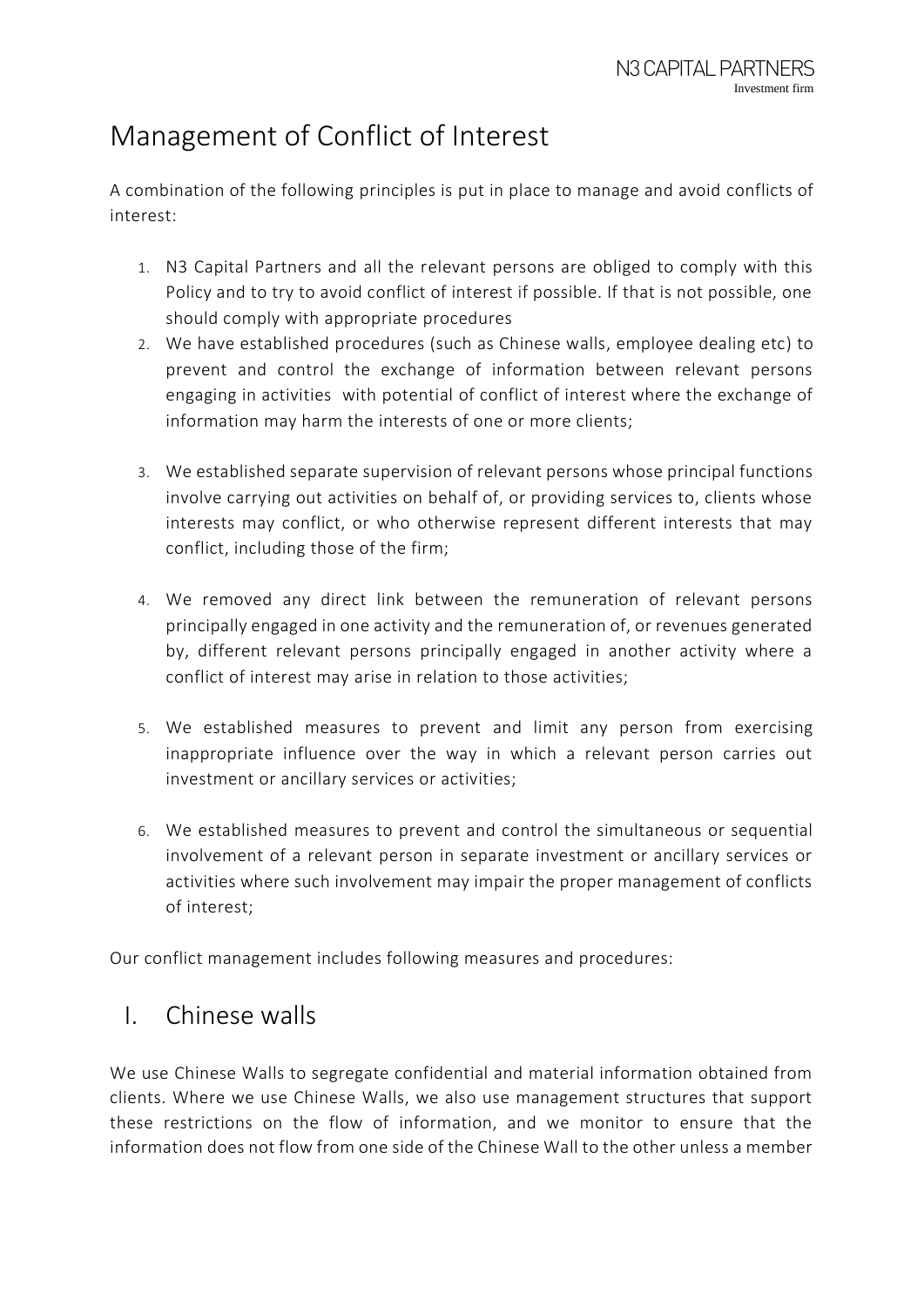# Management of Conflict of Interest

A combination of the following principles is put in place to manage and avoid conflicts of interest:

1. N3 Capital Partners and all the relevant persons are obliged to comply with this Policy and to try to avoid conflict of interest if possible. If that is not possible, one should comply with appropriate procedures
2. We have established procedures (such as Chinese walls, employee dealing etc) to prevent and control the exchange of information between relevant persons engaging in activities with potential of conflict of interest where the exchange of information may harm the interests of one or more clients;
3. We established separate supervision of relevant persons whose principal functions involve carrying out activities on behalf of, or providing services to, clients whose interests may conflict, or who otherwise represent different interests that may conflict, including those of the firm;
4. We removed any direct link between the remuneration of relevant persons principally engaged in one activity and the remuneration of, or revenues generated by, different relevant persons principally engaged in another activity where a conflict of interest may arise in relation to those activities;
5. We established measures to prevent and limit any person from exercising inappropriate influence over the way in which a relevant person carries out investment or ancillary services or activities;
6. We established measures to prevent and control the simultaneous or sequential involvement of a relevant person in separate investment or ancillary services or activities where such involvement may impair the proper management of conflicts of interest;

Our conflict management includes following measures and procedures:

## I. Chinese walls

We use Chinese Walls to segregate confidential and material information obtained from clients. Where we use Chinese Walls, we also use management structures that support these restrictions on the flow of information, and we monitor to ensure that the information does not flow from one side of the Chinese Wall to the other unless a member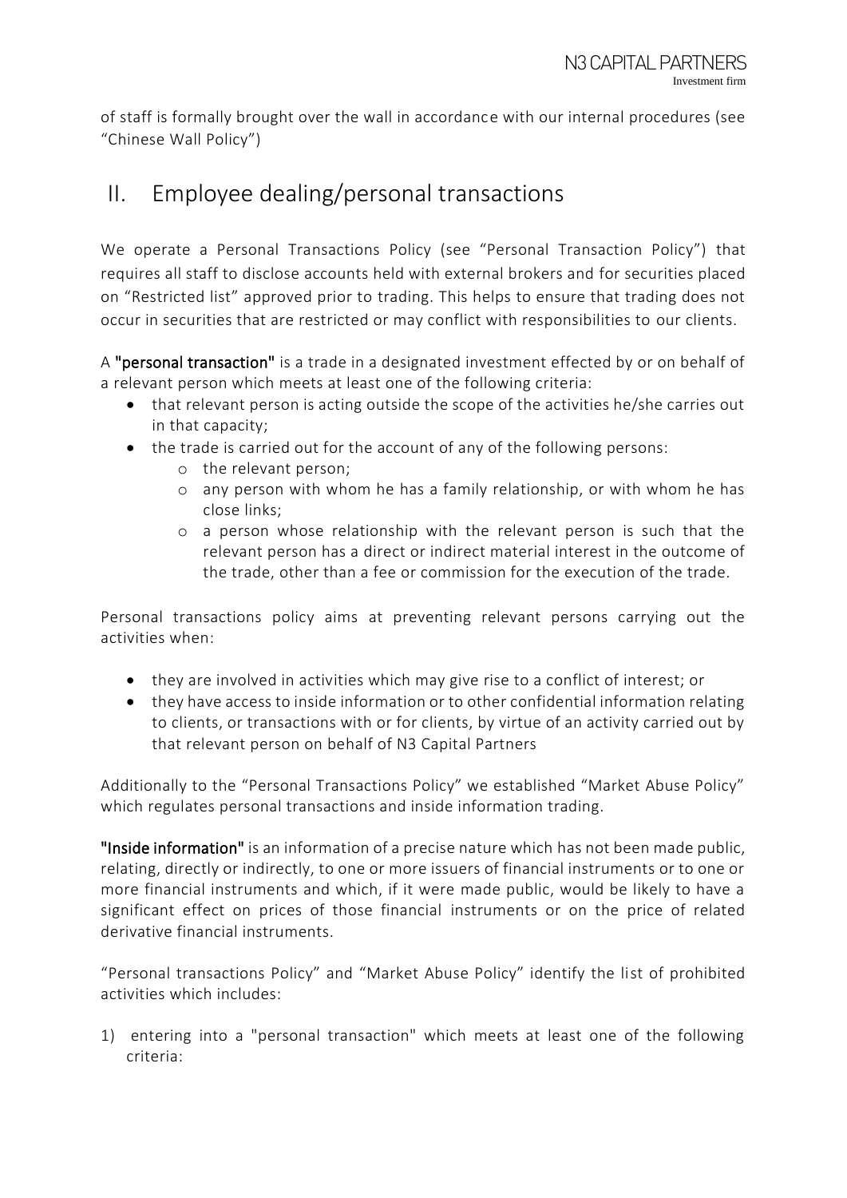of staff is formally brought over the wall in accordance with our internal procedures (see "Chinese Wall Policy")

## II. Employee dealing/personal transactions

We operate a Personal Transactions Policy (see "Personal Transaction Policy") that requires all staff to disclose accounts held with external brokers and for securities placed on "Restricted list" approved prior to trading. This helps to ensure that trading does not occur in securities that are restricted or may conflict with responsibilities to our clients.

A **"personal transaction"** is a trade in a designated investment effected by or on behalf of a relevant person which meets at least one of the following criteria:

- that relevant person is acting outside the scope of the activities he/she carries out in that capacity;
- the trade is carried out for the account of any of the following persons:
  - the relevant person;
  - any person with whom he has a family relationship, or with whom he has close links;
  - a person whose relationship with the relevant person is such that the relevant person has a direct or indirect material interest in the outcome of the trade, other than a fee or commission for the execution of the trade.

Personal transactions policy aims at preventing relevant persons carrying out the activities when:

- they are involved in activities which may give rise to a conflict of interest; or
- they have access to inside information or to other confidential information relating to clients, or transactions with or for clients, by virtue of an activity carried out by that relevant person on behalf of N3 Capital Partners

Additionally to the "Personal Transactions Policy" we established "Market Abuse Policy" which regulates personal transactions and inside information trading.

**"Inside information"** is an information of a precise nature which has not been made public, relating, directly or indirectly, to one or more issuers of financial instruments or to one or more financial instruments and which, if it were made public, would be likely to have a significant effect on prices of those financial instruments or on the price of related derivative financial instruments.

"Personal transactions Policy" and "Market Abuse Policy" identify the list of prohibited activities which includes:

1) entering into a "personal transaction" which meets at least one of the following criteria: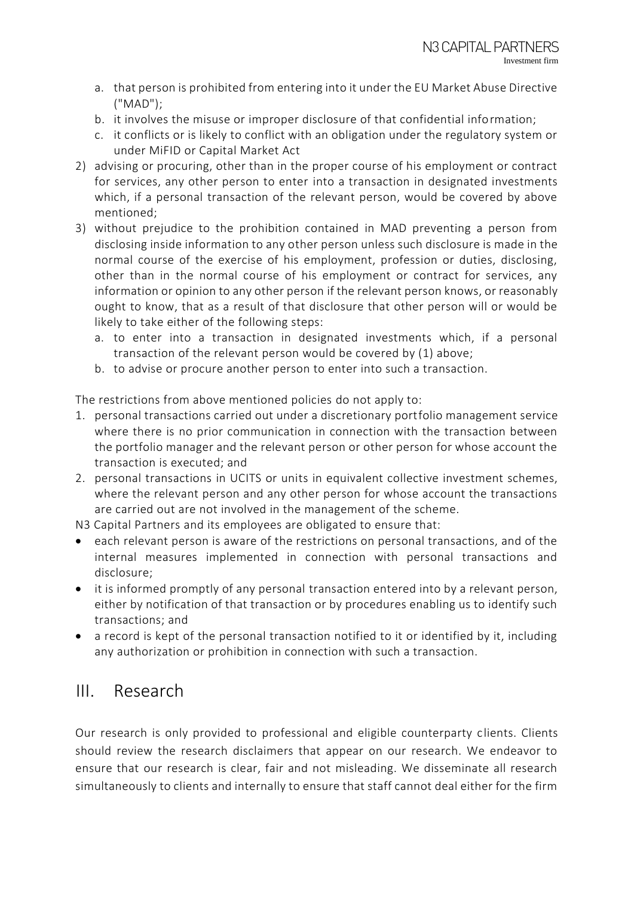a. that person is prohibited from entering into it under the EU Market Abuse Directive ("MAD");
b. it involves the misuse or improper disclosure of that confidential information;
c. it conflicts or is likely to conflict with an obligation under the regulatory system or under MiFID or Capital Market Act

2) advising or procuring, other than in the proper course of his employment or contract for services, any other person to enter into a transaction in designated investments which, if a personal transaction of the relevant person, would be covered by above mentioned;
3) without prejudice to the prohibition contained in MAD preventing a person from disclosing inside information to any other person unless such disclosure is made in the normal course of the exercise of his employment, profession or duties, disclosing, other than in the normal course of his employment or contract for services, any information or opinion to any other person if the relevant person knows, or reasonably ought to know, that as a result of that disclosure that other person will or would be likely to take either of the following steps:
   a. to enter into a transaction in designated investments which, if a personal transaction of the relevant person would be covered by (1) above;
   b. to advise or procure another person to enter into such a transaction.

The restrictions from above mentioned policies do not apply to:

1. personal transactions carried out under a discretionary portfolio management service where there is no prior communication in connection with the transaction between the portfolio manager and the relevant person or other person for whose account the transaction is executed; and
2. personal transactions in UCITS or units in equivalent collective investment schemes, where the relevant person and any other person for whose account the transactions are carried out are not involved in the management of the scheme.

N3 Capital Partners and its employees are obligated to ensure that:

- each relevant person is aware of the restrictions on personal transactions, and of the internal measures implemented in connection with personal transactions and disclosure;
- it is informed promptly of any personal transaction entered into by a relevant person, either by notification of that transaction or by procedures enabling us to identify such transactions; and
- a record is kept of the personal transaction notified to it or identified by it, including any authorization or prohibition in connection with such a transaction.

## III. Research

Our research is only provided to professional and eligible counterparty clients. Clients should review the research disclaimers that appear on our research. We endeavor to ensure that our research is clear, fair and not misleading. We disseminate all research simultaneously to clients and internally to ensure that staff cannot deal either for the firm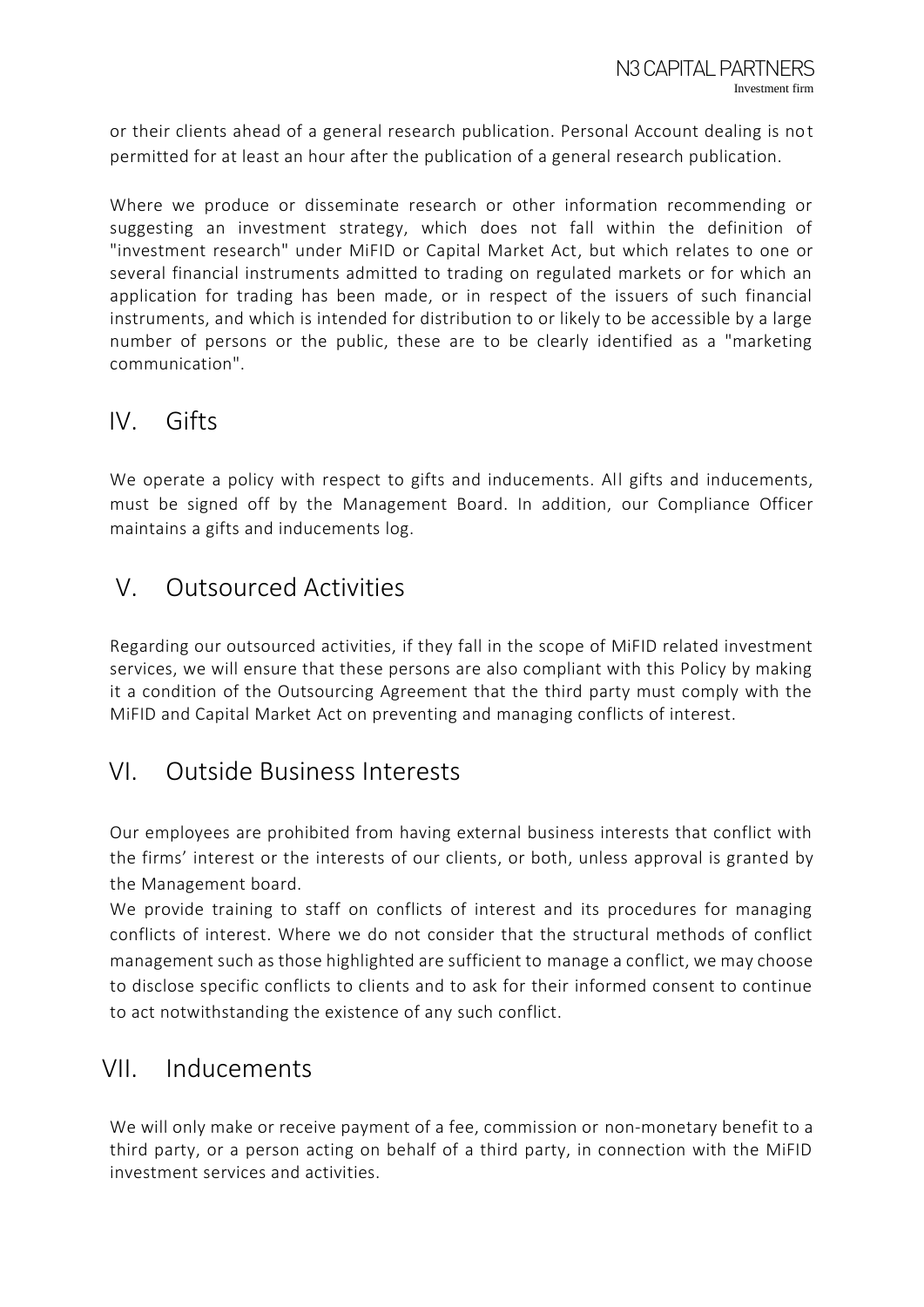or their clients ahead of a general research publication. Personal Account dealing is not permitted for at least an hour after the publication of a general research publication.

Where we produce or disseminate research or other information recommending or suggesting an investment strategy, which does not fall within the definition of "investment research" under MiFID or Capital Market Act, but which relates to one or several financial instruments admitted to trading on regulated markets or for which an application for trading has been made, or in respect of the issuers of such financial instruments, and which is intended for distribution to or likely to be accessible by a large number of persons or the public, these are to be clearly identified as a "marketing communication".

## IV. Gifts

We operate a policy with respect to gifts and inducements. All gifts and inducements, must be signed off by the Management Board. In addition, our Compliance Officer maintains a gifts and inducements log.

## V. Outsourced Activities

Regarding our outsourced activities, if they fall in the scope of MiFID related investment services, we will ensure that these persons are also compliant with this Policy by making it a condition of the Outsourcing Agreement that the third party must comply with the MiFID and Capital Market Act on preventing and managing conflicts of interest.

## VI. Outside Business Interests

Our employees are prohibited from having external business interests that conflict with the firms' interest or the interests of our clients, or both, unless approval is granted by the Management board.

We provide training to staff on conflicts of interest and its procedures for managing conflicts of interest. Where we do not consider that the structural methods of conflict management such as those highlighted are sufficient to manage a conflict, we may choose to disclose specific conflicts to clients and to ask for their informed consent to continue to act notwithstanding the existence of any such conflict.

## VII. Inducements

We will only make or receive payment of a fee, commission or non-monetary benefit to a third party, or a person acting on behalf of a third party, in connection with the MiFID investment services and activities.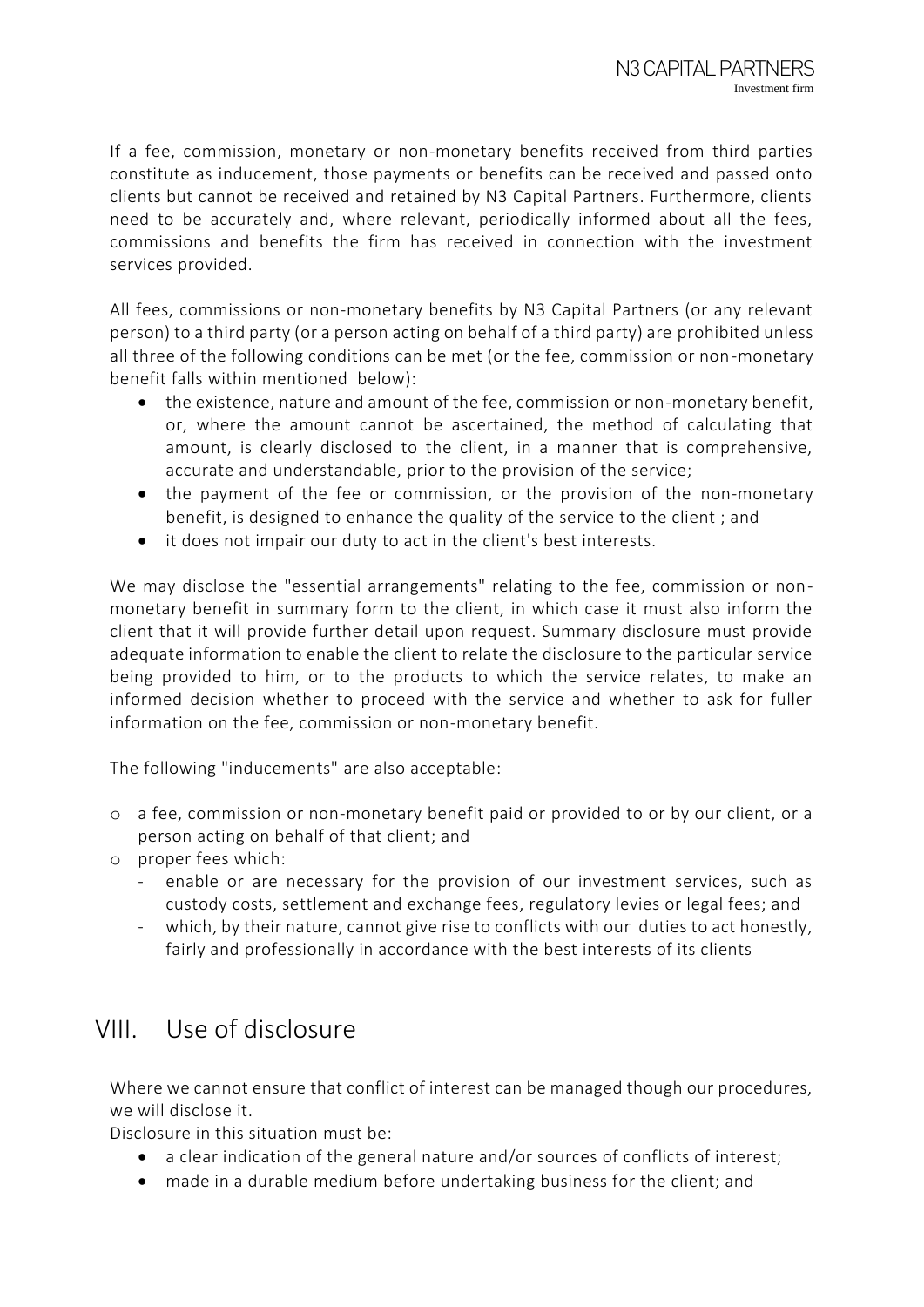If a fee, commission, monetary or non-monetary benefits received from third parties constitute as inducement, those payments or benefits can be received and passed onto clients but cannot be received and retained by N3 Capital Partners. Furthermore, clients need to be accurately and, where relevant, periodically informed about all the fees, commissions and benefits the firm has received in connection with the investment services provided.

All fees, commissions or non-monetary benefits by N3 Capital Partners (or any relevant person) to a third party (or a person acting on behalf of a third party) are prohibited unless all three of the following conditions can be met (or the fee, commission or non-monetary benefit falls within mentioned below):

- the existence, nature and amount of the fee, commission or non-monetary benefit, or, where the amount cannot be ascertained, the method of calculating that amount, is clearly disclosed to the client, in a manner that is comprehensive, accurate and understandable, prior to the provision of the service;
- the payment of the fee or commission, or the provision of the non-monetary benefit, is designed to enhance the quality of the service to the client ; and
- it does not impair our duty to act in the client's best interests.

We may disclose the "essential arrangements" relating to the fee, commission or non-monetary benefit in summary form to the client, in which case it must also inform the client that it will provide further detail upon request. Summary disclosure must provide adequate information to enable the client to relate the disclosure to the particular service being provided to him, or to the products to which the service relates, to make an informed decision whether to proceed with the service and whether to ask for fuller information on the fee, commission or non-monetary benefit.

The following "inducements" are also acceptable:

- a fee, commission or non-monetary benefit paid or provided to or by our client, or a person acting on behalf of that client; and
- proper fees which:
  - enable or are necessary for the provision of our investment services, such as custody costs, settlement and exchange fees, regulatory levies or legal fees; and
  - which, by their nature, cannot give rise to conflicts with our duties to act honestly, fairly and professionally in accordance with the best interests of its clients

## VIII. Use of disclosure

Where we cannot ensure that conflict of interest can be managed though our procedures, we will disclose it.

Disclosure in this situation must be:

- a clear indication of the general nature and/or sources of conflicts of interest;
- made in a durable medium before undertaking business for the client; and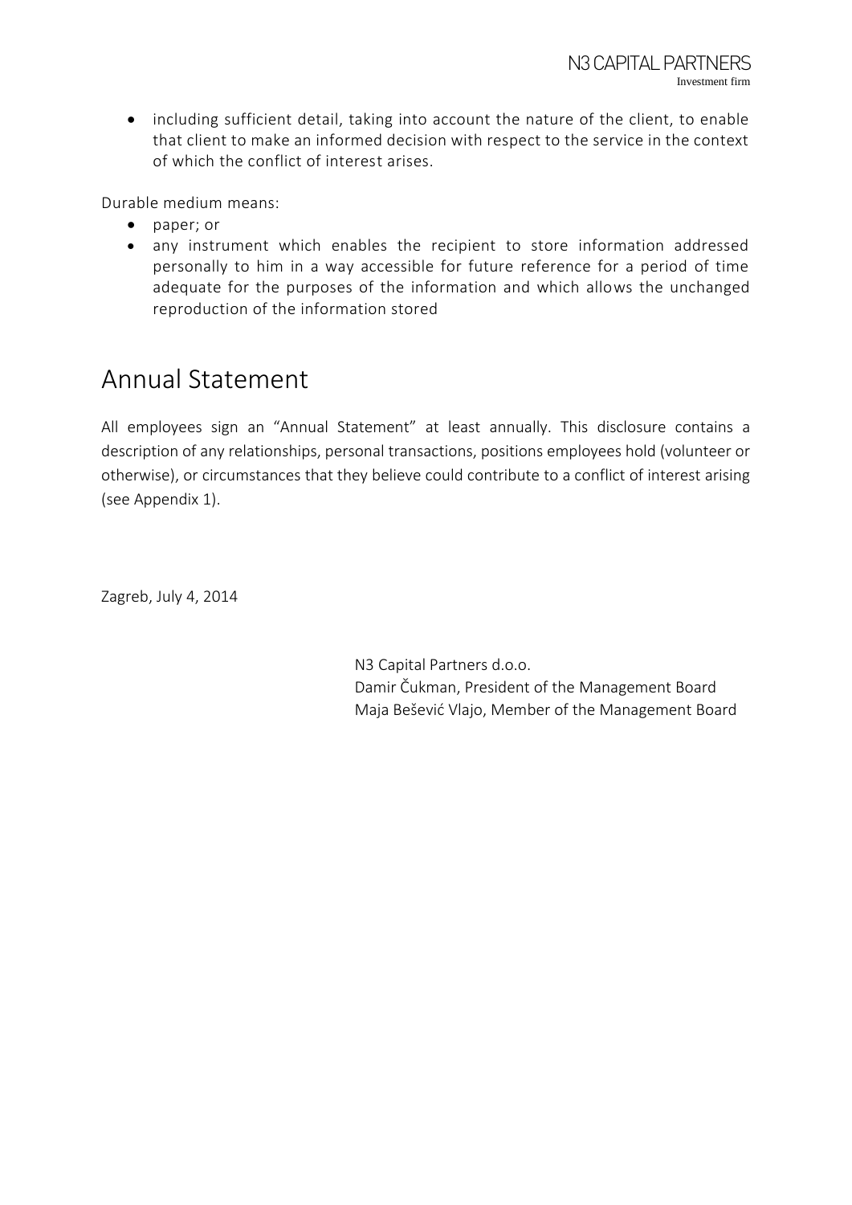- including sufficient detail, taking into account the nature of the client, to enable that client to make an informed decision with respect to the service in the context of which the conflict of interest arises.

Durable medium means:

- paper; or
- any instrument which enables the recipient to store information addressed personally to him in a way accessible for future reference for a period of time adequate for the purposes of the information and which allows the unchanged reproduction of the information stored

# Annual Statement

All employees sign an “Annual Statement” at least annually. This disclosure contains a description of any relationships, personal transactions, positions employees hold (volunteer or otherwise), or circumstances that they believe could contribute to a conflict of interest arising (see Appendix 1).

Zagreb, July 4, 2014

N3 Capital Partners d.o.o.
Damir Čukman, President of the Management Board
Maja Bešević Vlajo, Member of the Management Board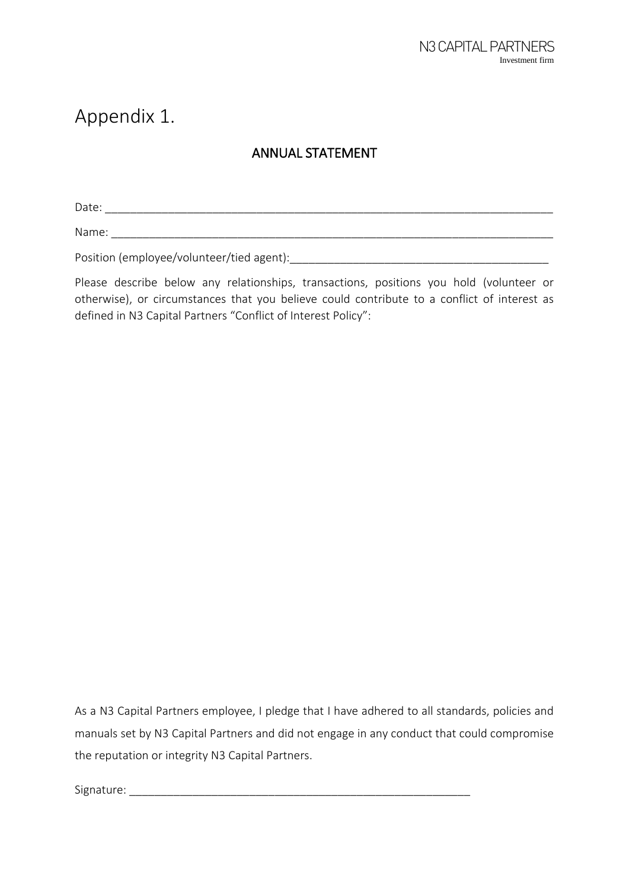# Appendix 1.

## ANNUAL STATEMENT

Date: ___________________________________________________________________________

Name: __________________________________________________________________________

Position (employee/volunteer/tied agent):_________________________________________

Please describe below any relationships, transactions, positions you hold (volunteer or otherwise), or circumstances that you believe could contribute to a conflict of interest as defined in N3 Capital Partners "Conflict of Interest Policy":

As a N3 Capital Partners employee, I pledge that I have adhered to all standards, policies and manuals set by N3 Capital Partners and did not engage in any conduct that could compromise the reputation or integrity N3 Capital Partners.

Signature: _______________________________________________________